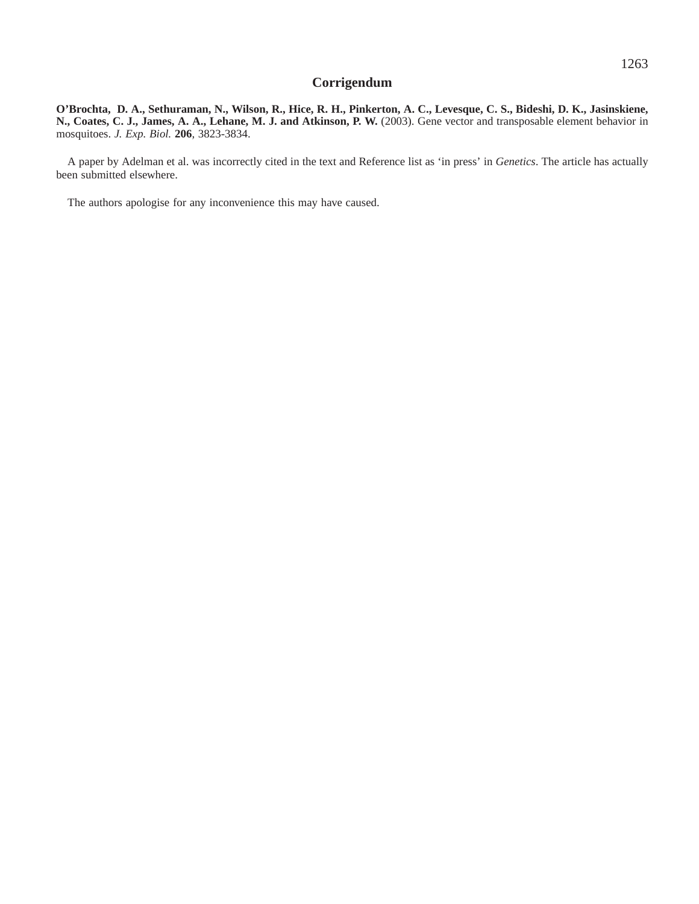# Corrigendum

**O'Brochta, D. A., Sethuraman, N., Wilson, R., Hice, R. H., Pinkerton, A. C., Levesque, C. S., Bideshi, D. K., Jasinskiene, N., Coates, C. J., James, A. A., Lehane, M. J. and Atkinson, P. W.** (2003). Gene vector and transposable element behavior in mosquitoes. *J. Exp. Biol.* **206**, 3823-3834.

A paper by Adelman et al. was incorrectly cited in the text and Reference list as 'in press' in *Genetics*. The article has actually been submitted elsewhere.

The authors apologise for any inconvenience this may have caused.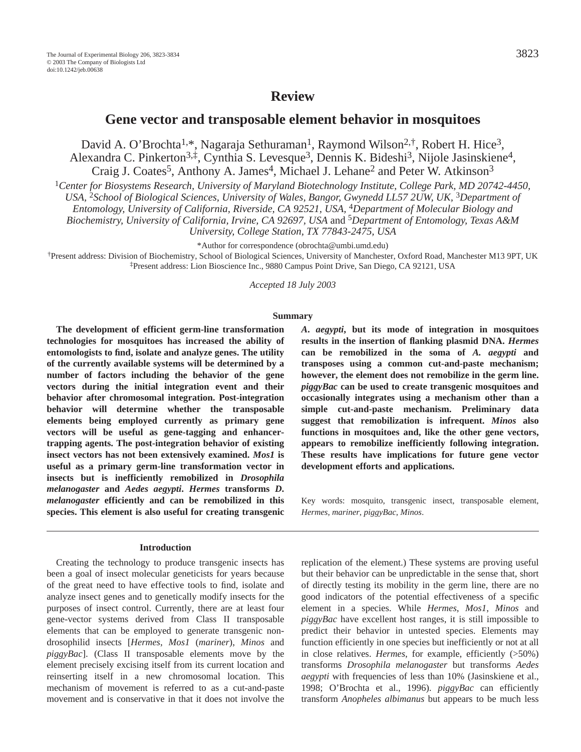# Review

## Gene vector and transposable element behavior in mosquitoes

David A. O'Brochta[1,*], Nagaraja Sethuraman[1], Raymond Wilson[2,†], Robert H. Hice[3], Alexandra C. Pinkerton[3,‡], Cynthia S. Levesque[3], Dennis K. Bideshi[3], Nijole Jasinskiene[4], Craig J. Coates[5], Anthony A. James[4], Michael J. Lehane[2] and Peter W. Atkinson[3]

[1]*Center for Biosystems Research, University of Maryland Biotechnology Institute, College Park, MD 20742-4450, USA,* [2]*School of Biological Sciences, University of Wales, Bangor, Gwynedd LL57 2UW, UK,* [3]*Department of Entomology, University of California, Riverside, CA 92521, USA,* [4]*Department of Molecular Biology and Biochemistry, University of California, Irvine, CA 92697, USA* and [5]*Department of Entomology, Texas A&M University, College Station, TX 77843-2475, USA*

*Author for correspondence (obrochta@umbi.umd.edu)

†Present address: Division of Biochemistry, School of Biological Sciences, University of Manchester, Oxford Road, Manchester M13 9PT, UK

‡Present address: Lion Bioscience Inc., 9880 Campus Point Drive, San Diego, CA 92121, USA

*Accepted 18 July 2003*

### Summary

**The development of efficient germ-line transformation technologies for mosquitoes has increased the ability of entomologists to find, isolate and analyze genes. The utility of the currently available systems will be determined by a number of factors including the behavior of the gene vectors during the initial integration event and their behavior after chromosomal integration. Post-integration behavior will determine whether the transposable elements being employed currently as primary gene vectors will be useful as gene-tagging and enhancer-trapping agents. The post-integration behavior of existing insect vectors has not been extensively examined. *Mos1* is useful as a primary germ-line transformation vector in insects but is inefficiently remobilized in *Drosophila melanogaster* and *Aedes aegypti*. *Hermes* transforms *D. melanogaster* efficiently and can be remobilized in this species. This element is also useful for creating transgenic *A. aegypti*, but its mode of integration in mosquitoes results in the insertion of flanking plasmid DNA. *Hermes* can be remobilized in the soma of *A. aegypti* and transposes using a common cut-and-paste mechanism; however, the element does not remobilize in the germ line. *piggyBac* can be used to create transgenic mosquitoes and occasionally integrates using a mechanism other than a simple cut-and-paste mechanism. Preliminary data suggest that remobilization is infrequent. *Minos* also functions in mosquitoes and, like the other gene vectors, appears to remobilize inefficiently following integration. These results have implications for future gene vector development efforts and applications.**

Key words: mosquito, transgenic insect, transposable element, *Hermes*, *mariner*, *piggyBac*, *Minos*.

### Introduction

Creating the technology to produce transgenic insects has been a goal of insect molecular geneticists for years because of the great need to have effective tools to find, isolate and analyze insect genes and to genetically modify insects for the purposes of insect control. Currently, there are at least four gene-vector systems derived from Class II transposable elements that can be employed to generate transgenic non-drosophilid insects [*Hermes*, *Mos1* (*mariner*), *Minos* and *piggyBac*]. (Class II transposable elements move by the element precisely excising itself from its current location and reinserting itself in a new chromosomal location. This mechanism of movement is referred to as a cut-and-paste movement and is conservative in that it does not involve the replication of the element.) These systems are proving useful but their behavior can be unpredictable in the sense that, short of directly testing its mobility in the germ line, there are no good indicators of the potential effectiveness of a specific element in a species. While *Hermes*, *Mos1*, *Minos* and *piggyBac* have excellent host ranges, it is still impossible to predict their behavior in untested species. Elements may function efficiently in one species but inefficiently or not at all in close relatives. *Hermes*, for example, efficiently (>50%) transforms *Drosophila melanogaster* but transforms *Aedes aegypti* with frequencies of less than 10% (Jasinskiene et al., 1998; O'Brochta et al., 1996). *piggyBac* can efficiently transform *Anopheles albimanus* but appears to be much less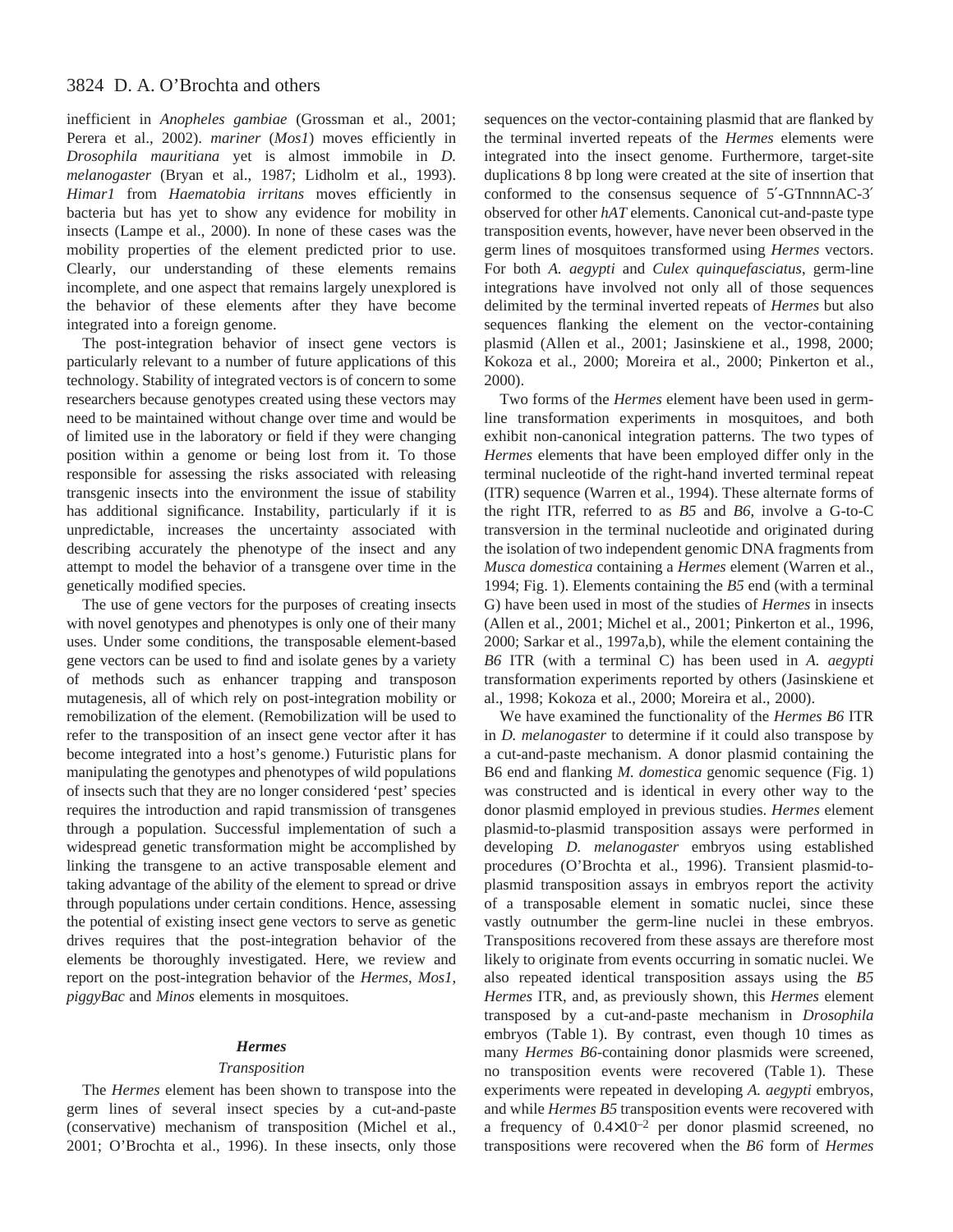inefficient in *Anopheles gambiae* (Grossman et al., 2001; Perera et al., 2002). *mariner* (*Mos1*) moves efficiently in *Drosophila mauritiana* yet is almost immobile in *D. melanogaster* (Bryan et al., 1987; Lidholm et al., 1993). *Himar1* from *Haematobia irritans* moves efficiently in bacteria but has yet to show any evidence for mobility in insects (Lampe et al., 2000). In none of these cases was the mobility properties of the element predicted prior to use. Clearly, our understanding of these elements remains incomplete, and one aspect that remains largely unexplored is the behavior of these elements after they have become integrated into a foreign genome.

The post-integration behavior of insect gene vectors is particularly relevant to a number of future applications of this technology. Stability of integrated vectors is of concern to some researchers because genotypes created using these vectors may need to be maintained without change over time and would be of limited use in the laboratory or field if they were changing position within a genome or being lost from it. To those responsible for assessing the risks associated with releasing transgenic insects into the environment the issue of stability has additional significance. Instability, particularly if it is unpredictable, increases the uncertainty associated with describing accurately the phenotype of the insect and any attempt to model the behavior of a transgene over time in the genetically modified species.

The use of gene vectors for the purposes of creating insects with novel genotypes and phenotypes is only one of their many uses. Under some conditions, the transposable element-based gene vectors can be used to find and isolate genes by a variety of methods such as enhancer trapping and transposon mutagenesis, all of which rely on post-integration mobility or remobilization of the element. (Remobilization will be used to refer to the transposition of an insect gene vector after it has become integrated into a host's genome.) Futuristic plans for manipulating the genotypes and phenotypes of wild populations of insects such that they are no longer considered 'pest' species requires the introduction and rapid transmission of transgenes through a population. Successful implementation of such a widespread genetic transformation might be accomplished by linking the transgene to an active transposable element and taking advantage of the ability of the element to spread or drive through populations under certain conditions. Hence, assessing the potential of existing insect gene vectors to serve as genetic drives requires that the post-integration behavior of the elements be thoroughly investigated. Here, we review and report on the post-integration behavior of the *Hermes*, *Mos1*, *piggyBac* and *Minos* elements in mosquitoes.

## *Hermes*

### *Transposition*

The *Hermes* element has been shown to transpose into the germ lines of several insect species by a cut-and-paste (conservative) mechanism of transposition (Michel et al., 2001; O'Brochta et al., 1996). In these insects, only those sequences on the vector-containing plasmid that are flanked by the terminal inverted repeats of the *Hermes* elements were integrated into the insect genome. Furthermore, target-site duplications 8 bp long were created at the site of insertion that conformed to the consensus sequence of 5′-GTnnnnAC-3′ observed for other *hAT* elements. Canonical cut-and-paste type transposition events, however, have never been observed in the germ lines of mosquitoes transformed using *Hermes* vectors. For both *A. aegypti* and *Culex quinquefasciatus*, germ-line integrations have involved not only all of those sequences delimited by the terminal inverted repeats of *Hermes* but also sequences flanking the element on the vector-containing plasmid (Allen et al., 2001; Jasinskiene et al., 1998, 2000; Kokoza et al., 2000; Moreira et al., 2000; Pinkerton et al., 2000).

Two forms of the *Hermes* element have been used in germ-line transformation experiments in mosquitoes, and both exhibit non-canonical integration patterns. The two types of *Hermes* elements that have been employed differ only in the terminal nucleotide of the right-hand inverted terminal repeat (ITR) sequence (Warren et al., 1994). These alternate forms of the right ITR, referred to as *B5* and *B6*, involve a G-to-C transversion in the terminal nucleotide and originated during the isolation of two independent genomic DNA fragments from *Musca domestica* containing a *Hermes* element (Warren et al., 1994; Fig. 1). Elements containing the *B5* end (with a terminal G) have been used in most of the studies of *Hermes* in insects (Allen et al., 2001; Michel et al., 2001; Pinkerton et al., 1996, 2000; Sarkar et al., 1997a,b), while the element containing the *B6* ITR (with a terminal C) has been used in *A. aegypti* transformation experiments reported by others (Jasinskiene et al., 1998; Kokoza et al., 2000; Moreira et al., 2000).

We have examined the functionality of the *Hermes B6* ITR in *D. melanogaster* to determine if it could also transpose by a cut-and-paste mechanism. A donor plasmid containing the B6 end and flanking *M. domestica* genomic sequence (Fig. 1) was constructed and is identical in every other way to the donor plasmid employed in previous studies. *Hermes* element plasmid-to-plasmid transposition assays were performed in developing *D. melanogaster* embryos using established procedures (O'Brochta et al., 1996). Transient plasmid-to-plasmid transposition assays in embryos report the activity of a transposable element in somatic nuclei, since these vastly outnumber the germ-line nuclei in these embryos. Transpositions recovered from these assays are therefore most likely to originate from events occurring in somatic nuclei. We also repeated identical transposition assays using the *B5 Hermes* ITR, and, as previously shown, this *Hermes* element transposed by a cut-and-paste mechanism in *Drosophila* embryos (Table 1). By contrast, even though 10 times as many *Hermes B6*-containing donor plasmids were screened, no transposition events were recovered (Table 1). These experiments were repeated in developing *A. aegypti* embryos, and while *Hermes B5* transposition events were recovered with a frequency of $0.4{\times}10^{-2}$ per donor plasmid screened, no transpositions were recovered when the *B6* form of *Hermes*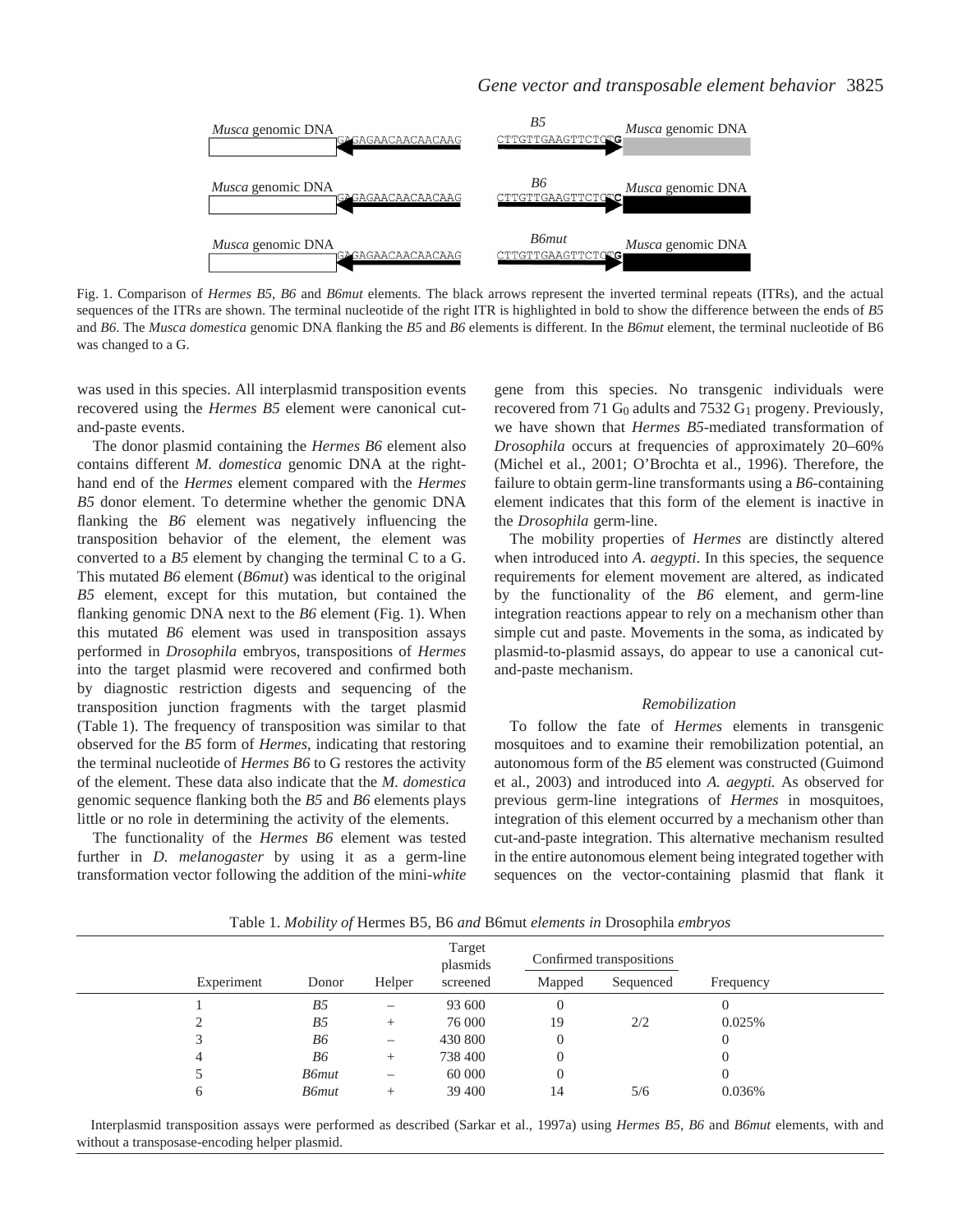Fig. 1. Comparison of *Hermes B5*, *B6* and *B6mut* elements. The black arrows represent the inverted terminal repeats (ITRs), and the actual sequences of the ITRs are shown. The terminal nucleotide of the right ITR is highlighted in bold to show the difference between the ends of *B5* and *B6*. The *Musca domestica* genomic DNA flanking the *B5* and *B6* elements is different. In the *B6mut* element, the terminal nucleotide of B6 was changed to a G.

was used in this species. All interplasmid transposition events recovered using the *Hermes B5* element were canonical cut-and-paste events.

The donor plasmid containing the *Hermes B6* element also contains different *M. domestica* genomic DNA at the right-hand end of the *Hermes* element compared with the *Hermes B5* donor element. To determine whether the genomic DNA flanking the *B6* element was negatively influencing the transposition behavior of the element, the element was converted to a *B5* element by changing the terminal C to a G. This mutated *B6* element (*B6mut*) was identical to the original *B5* element, except for this mutation, but contained the flanking genomic DNA next to the *B6* element (Fig. 1). When this mutated *B6* element was used in transposition assays performed in *Drosophila* embryos, transpositions of *Hermes* into the target plasmid were recovered and confirmed both by diagnostic restriction digests and sequencing of the transposition junction fragments with the target plasmid (Table 1). The frequency of transposition was similar to that observed for the *B5* form of *Hermes*, indicating that restoring the terminal nucleotide of *Hermes B6* to G restores the activity of the element. These data also indicate that the *M. domestica* genomic sequence flanking both the *B5* and *B6* elements plays little or no role in determining the activity of the elements.

The functionality of the *Hermes B6* element was tested further in *D. melanogaster* by using it as a germ-line transformation vector following the addition of the mini-*white* gene from this species. No transgenic individuals were recovered from 71 $G_0$ adults and 7532 $G_1$ progeny. Previously, we have shown that *Hermes B5*-mediated transformation of *Drosophila* occurs at frequencies of approximately 20–60% (Michel et al., 2001; O'Brochta et al., 1996). Therefore, the failure to obtain germ-line transformants using a *B6*-containing element indicates that this form of the element is inactive in the *Drosophila* germ-line.

The mobility properties of *Hermes* are distinctly altered when introduced into *A. aegypti*. In this species, the sequence requirements for element movement are altered, as indicated by the functionality of the *B6* element, and germ-line integration reactions appear to rely on a mechanism other than simple cut and paste. Movements in the soma, as indicated by plasmid-to-plasmid assays, do appear to use a canonical cut-and-paste mechanism.

### *Remobilization*

To follow the fate of *Hermes* elements in transgenic mosquitoes and to examine their remobilization potential, an autonomous form of the *B5* element was constructed (Guimond et al., 2003) and introduced into *A. aegypti.* As observed for previous germ-line integrations of *Hermes* in mosquitoes, integration of this element occurred by a mechanism other than cut-and-paste integration. This alternative mechanism resulted in the entire autonomous element being integrated together with sequences on the vector-containing plasmid that flank it

Table 1. *Mobility of* Hermes B5, B6 *and* B6mut *elements in* Drosophila *embryos*

| Experiment | Donor | Helper | Target plasmids screened | Confirmed transpositions | | Frequency |
|---|---|---|---|---|---|---|
| | | | | Mapped | Sequenced | |
| 1 | *B5* | – | 93 600 | 0 | | 0 |
| 2 | *B5* | + | 76 000 | 19 | 2/2 | 0.025% |
| 3 | *B6* | – | 430 800 | 0 | | 0 |
| 4 | *B6* | + | 738 400 | 0 | | 0 |
| 5 | *B6mut* | – | 60 000 | 0 | | 0 |
| 6 | *B6mut* | + | 39 400 | 14 | 5/6 | 0.036% |

Interplasmid transposition assays were performed as described (Sarkar et al., 1997a) using *Hermes B5*, *B6* and *B6mut* elements, with and without a transposase-encoding helper plasmid.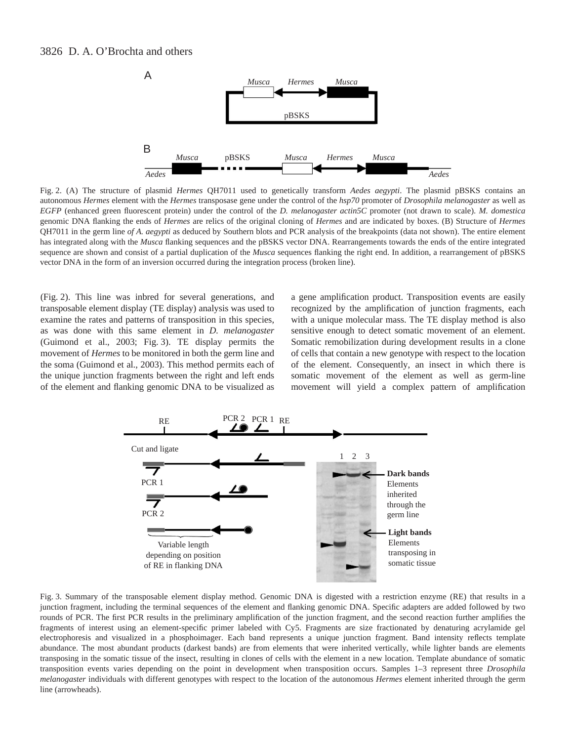Fig. 2. (A) The structure of plasmid *Hermes* QH7011 used to genetically transform *Aedes aegypti*. The plasmid pBSKS contains an autonomous *Hermes* element with the *Hermes* transposase gene under the control of the *hsp70* promoter of *Drosophila melanogaster* as well as *EGFP* (enhanced green fluorescent protein) under the control of the *D. melanogaster actin5C* promoter (not drawn to scale). *M. domestica* genomic DNA flanking the ends of *Hermes* are relics of the original cloning of *Hermes* and are indicated by boxes. (B) Structure of *Hermes* QH7011 in the germ line *of A. aegypti* as deduced by Southern blots and PCR analysis of the breakpoints (data not shown). The entire element has integrated along with the *Musca* flanking sequences and the pBSKS vector DNA. Rearrangements towards the ends of the entire integrated sequence are shown and consist of a partial duplication of the *Musca* sequences flanking the right end. In addition, a rearrangement of pBSKS vector DNA in the form of an inversion occurred during the integration process (broken line).

(Fig. 2). This line was inbred for several generations, and transposable element display (TE display) analysis was used to examine the rates and patterns of transposition in this species, as was done with this same element in *D. melanogaster* (Guimond et al., 2003; Fig. 3). TE display permits the movement of *Hermes* to be monitored in both the germ line and the soma (Guimond et al., 2003). This method permits each of the unique junction fragments between the right and left ends of the element and flanking genomic DNA to be visualized as a gene amplification product. Transposition events are easily recognized by the amplification of junction fragments, each with a unique molecular mass. The TE display method is also sensitive enough to detect somatic movement of an element. Somatic remobilization during development results in a clone of cells that contain a new genotype with respect to the location of the element. Consequently, an insect in which there is somatic movement of the element as well as germ-line movement will yield a complex pattern of amplification

Fig. 3. Summary of the transposable element display method. Genomic DNA is digested with a restriction enzyme (RE) that results in a junction fragment, including the terminal sequences of the element and flanking genomic DNA. Specific adapters are added followed by two rounds of PCR. The first PCR results in the preliminary amplification of the junction fragment, and the second reaction further amplifies the fragments of interest using an element-specific primer labeled with Cy5. Fragments are size fractionated by denaturing acrylamide gel electrophoresis and visualized in a phosphoimager. Each band represents a unique junction fragment. Band intensity reflects template abundance. The most abundant products (darkest bands) are from elements that were inherited vertically, while lighter bands are elements transposing in the somatic tissue of the insect, resulting in clones of cells with the element in a new location. Template abundance of somatic transposition events varies depending on the point in development when transposition occurs. Samples 1–3 represent three *Drosophila melanogaster* individuals with different genotypes with respect to the location of the autonomous *Hermes* element inherited through the germ line (arrowheads).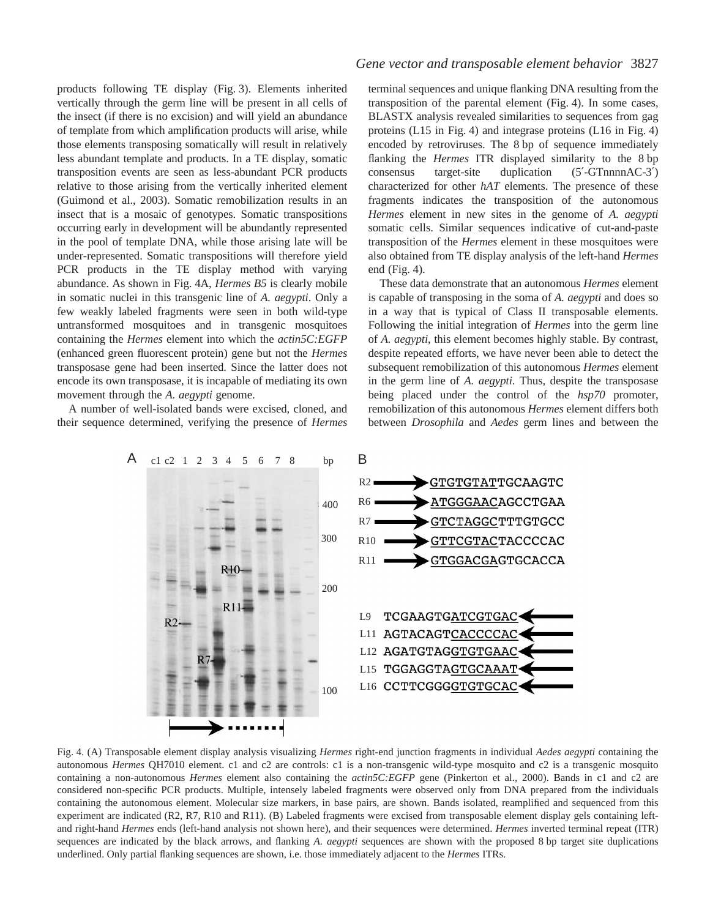products following TE display (Fig. 3). Elements inherited vertically through the germ line will be present in all cells of the insect (if there is no excision) and will yield an abundance of template from which amplification products will arise, while those elements transposing somatically will result in relatively less abundant template and products. In a TE display, somatic transposition events are seen as less-abundant PCR products relative to those arising from the vertically inherited element (Guimond et al., 2003). Somatic remobilization results in an insect that is a mosaic of genotypes. Somatic transpositions occurring early in development will be abundantly represented in the pool of template DNA, while those arising late will be under-represented. Somatic transpositions will therefore yield PCR products in the TE display method with varying abundance. As shown in Fig. 4A, *Hermes B5* is clearly mobile in somatic nuclei in this transgenic line of *A. aegypti*. Only a few weakly labeled fragments were seen in both wild-type untransformed mosquitoes and in transgenic mosquitoes containing the *Hermes* element into which the *actin5C:EGFP* (enhanced green fluorescent protein) gene but not the *Hermes* transposase gene had been inserted. Since the latter does not encode its own transposase, it is incapable of mediating its own movement through the *A. aegypti* genome.

A number of well-isolated bands were excised, cloned, and their sequence determined, verifying the presence of *Hermes* terminal sequences and unique flanking DNA resulting from the transposition of the parental element (Fig. 4). In some cases, BLASTX analysis revealed similarities to sequences from gag proteins (L15 in Fig. 4) and integrase proteins (L16 in Fig. 4) encoded by retroviruses. The 8 bp of sequence immediately flanking the *Hermes* ITR displayed similarity to the 8 bp consensus target-site duplication (5′-GTnnnnAC-3′) characterized for other *hAT* elements. The presence of these fragments indicates the transposition of the autonomous *Hermes* element in new sites in the genome of *A. aegypti* somatic cells. Similar sequences indicative of cut-and-paste transposition of the *Hermes* element in these mosquitoes were also obtained from TE display analysis of the left-hand *Hermes* end (Fig. 4).

These data demonstrate that an autonomous *Hermes* element is capable of transposing in the soma of *A. aegypti* and does so in a way that is typical of Class II transposable elements. Following the initial integration of *Hermes* into the germ line of *A. aegypti*, this element becomes highly stable. By contrast, despite repeated efforts, we have never been able to detect the subsequent remobilization of this autonomous *Hermes* element in the germ line of *A. aegypti*. Thus, despite the transposase being placed under the control of the *hsp70* promoter, remobilization of this autonomous *Hermes* element differs both between *Drosophila* and *Aedes* germ lines and between the

Fig. 4. (A) Transposable element display analysis visualizing *Hermes* right-end junction fragments in individual *Aedes aegypti* containing the autonomous *Hermes* QH7010 element. c1 and c2 are controls: c1 is a non-transgenic wild-type mosquito and c2 is a transgenic mosquito containing a non-autonomous *Hermes* element also containing the *actin5C:EGFP* gene (Pinkerton et al., 2000). Bands in c1 and c2 are considered non-specific PCR products. Multiple, intensely labeled fragments were observed only from DNA prepared from the individuals containing the autonomous element. Molecular size markers, in base pairs, are shown. Bands isolated, reamplified and sequenced from this experiment are indicated (R2, R7, R10 and R11). (B) Labeled fragments were excised from transposable element display gels containing left- and right-hand *Hermes* ends (left-hand analysis not shown here), and their sequences were determined. *Hermes* inverted terminal repeat (ITR) sequences are indicated by the black arrows, and flanking *A. aegypti* sequences are shown with the proposed 8 bp target site duplications underlined. Only partial flanking sequences are shown, i.e. those immediately adjacent to the *Hermes* ITRs.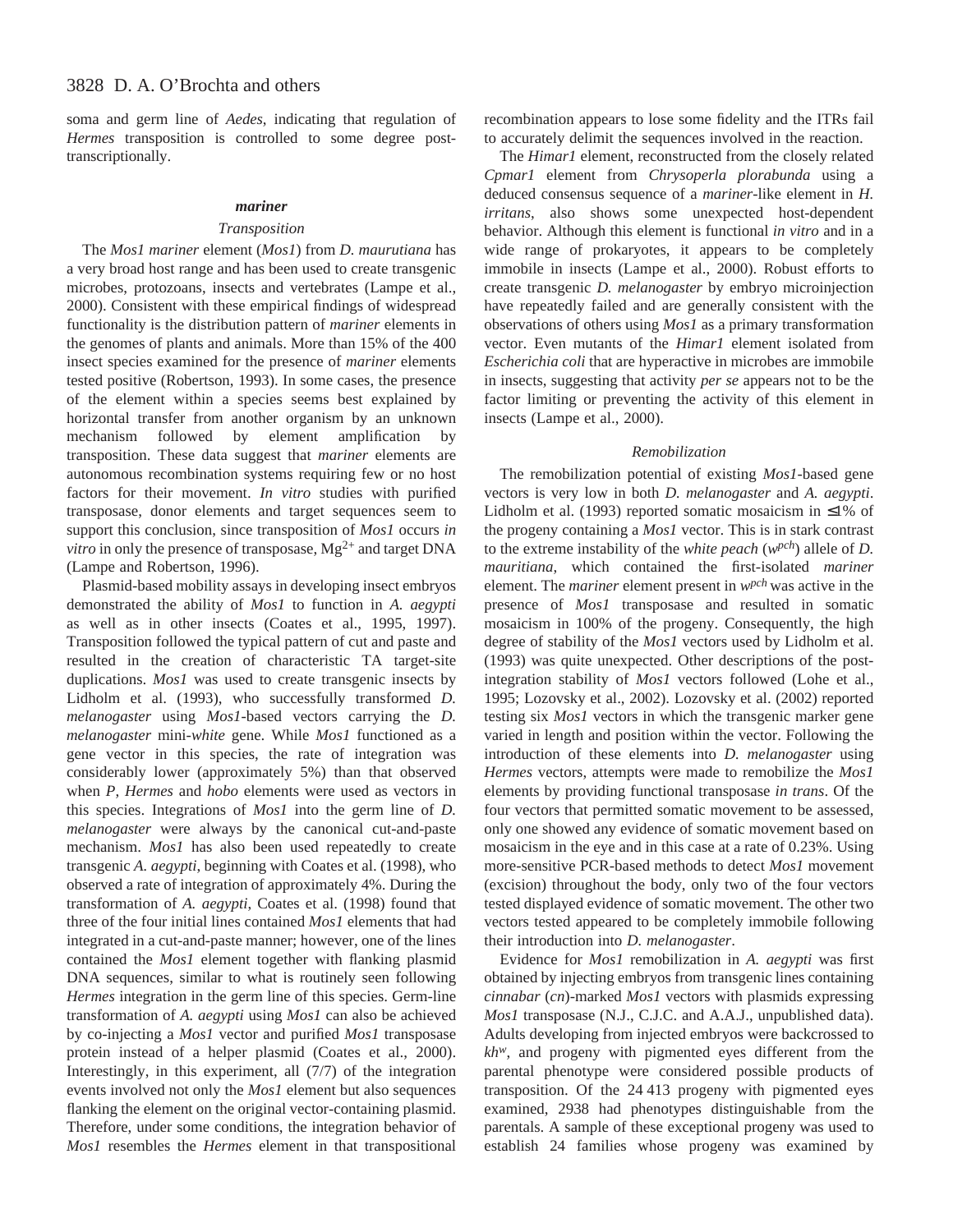soma and germ line of *Aedes*, indicating that regulation of *Hermes* transposition is controlled to some degree post-transcriptionally.

### *mariner*

#### *Transposition*

The *Mos1 mariner* element (*Mos1*) from *D. maurutiana* has a very broad host range and has been used to create transgenic microbes, protozoans, insects and vertebrates (Lampe et al., 2000). Consistent with these empirical findings of widespread functionality is the distribution pattern of *mariner* elements in the genomes of plants and animals. More than 15% of the 400 insect species examined for the presence of *mariner* elements tested positive (Robertson, 1993). In some cases, the presence of the element within a species seems best explained by horizontal transfer from another organism by an unknown mechanism followed by element amplification by transposition. These data suggest that *mariner* elements are autonomous recombination systems requiring few or no host factors for their movement. *In vitro* studies with purified transposase, donor elements and target sequences seem to support this conclusion, since transposition of *Mos1* occurs *in vitro* in only the presence of transposase, $Mg^{2+}$ and target DNA (Lampe and Robertson, 1996).

Plasmid-based mobility assays in developing insect embryos demonstrated the ability of *Mos1* to function in *A. aegypti* as well as in other insects (Coates et al., 1995, 1997). Transposition followed the typical pattern of cut and paste and resulted in the creation of characteristic TA target-site duplications. *Mos1* was used to create transgenic insects by Lidholm et al. (1993), who successfully transformed *D. melanogaster* using *Mos1*-based vectors carrying the *D. melanogaster* mini-*white* gene. While *Mos1* functioned as a gene vector in this species, the rate of integration was considerably lower (approximately 5%) than that observed when *P*, *Hermes* and *hobo* elements were used as vectors in this species. Integrations of *Mos1* into the germ line of *D. melanogaster* were always by the canonical cut-and-paste mechanism. *Mos1* has also been used repeatedly to create transgenic *A. aegypti*, beginning with Coates et al. (1998), who observed a rate of integration of approximately 4%. During the transformation of *A. aegypti*, Coates et al. (1998) found that three of the four initial lines contained *Mos1* elements that had integrated in a cut-and-paste manner; however, one of the lines contained the *Mos1* element together with flanking plasmid DNA sequences, similar to what is routinely seen following *Hermes* integration in the germ line of this species. Germ-line transformation of *A. aegypti* using *Mos1* can also be achieved by co-injecting a *Mos1* vector and purified *Mos1* transposase protein instead of a helper plasmid (Coates et al., 2000). Interestingly, in this experiment, all (7/7) of the integration events involved not only the *Mos1* element but also sequences flanking the element on the original vector-containing plasmid. Therefore, under some conditions, the integration behavior of *Mos1* resembles the *Hermes* element in that transpositional recombination appears to lose some fidelity and the ITRs fail to accurately delimit the sequences involved in the reaction.

The *Himar1* element, reconstructed from the closely related *Cpmar1* element from *Chrysoperla plorabunda* using a deduced consensus sequence of a *mariner*-like element in *H. irritans*, also shows some unexpected host-dependent behavior. Although this element is functional *in vitro* and in a wide range of prokaryotes, it appears to be completely immobile in insects (Lampe et al., 2000). Robust efforts to create transgenic *D. melanogaster* by embryo microinjection have repeatedly failed and are generally consistent with the observations of others using *Mos1* as a primary transformation vector. Even mutants of the *Himar1* element isolated from *Escherichia coli* that are hyperactive in microbes are immobile in insects, suggesting that activity *per se* appears not to be the factor limiting or preventing the activity of this element in insects (Lampe et al., 2000).

#### *Remobilization*

The remobilization potential of existing *Mos1*-based gene vectors is very low in both *D. melanogaster* and *A. aegypti*. Lidholm et al. (1993) reported somatic mosaicism in ≤1% of the progeny containing a *Mos1* vector. This is in stark contrast to the extreme instability of the *white peach* ($w^{pch}$) allele of *D. mauritiana*, which contained the first-isolated *mariner* element. The *mariner* element present in $w^{pch}$ was active in the presence of *Mos1* transposase and resulted in somatic mosaicism in 100% of the progeny. Consequently, the high degree of stability of the *Mos1* vectors used by Lidholm et al. (1993) was quite unexpected. Other descriptions of the post-integration stability of *Mos1* vectors followed (Lohe et al., 1995; Lozovsky et al., 2002). Lozovsky et al. (2002) reported testing six *Mos1* vectors in which the transgenic marker gene varied in length and position within the vector. Following the introduction of these elements into *D. melanogaster* using *Hermes* vectors, attempts were made to remobilize the *Mos1* elements by providing functional transposase *in trans*. Of the four vectors that permitted somatic movement to be assessed, only one showed any evidence of somatic movement based on mosaicism in the eye and in this case at a rate of 0.23%. Using more-sensitive PCR-based methods to detect *Mos1* movement (excision) throughout the body, only two of the four vectors tested displayed evidence of somatic movement. The other two vectors tested appeared to be completely immobile following their introduction into *D. melanogaster*.

Evidence for *Mos1* remobilization in *A. aegypti* was first obtained by injecting embryos from transgenic lines containing *cinnabar* (*cn*)-marked *Mos1* vectors with plasmids expressing *Mos1* transposase (N.J., C.J.C. and A.A.J., unpublished data). Adults developing from injected embryos were backcrossed to $kh^{w}$, and progeny with pigmented eyes different from the parental phenotype were considered possible products of transposition. Of the 24 413 progeny with pigmented eyes examined, 2938 had phenotypes distinguishable from the parentals. A sample of these exceptional progeny was used to establish 24 families whose progeny was examined by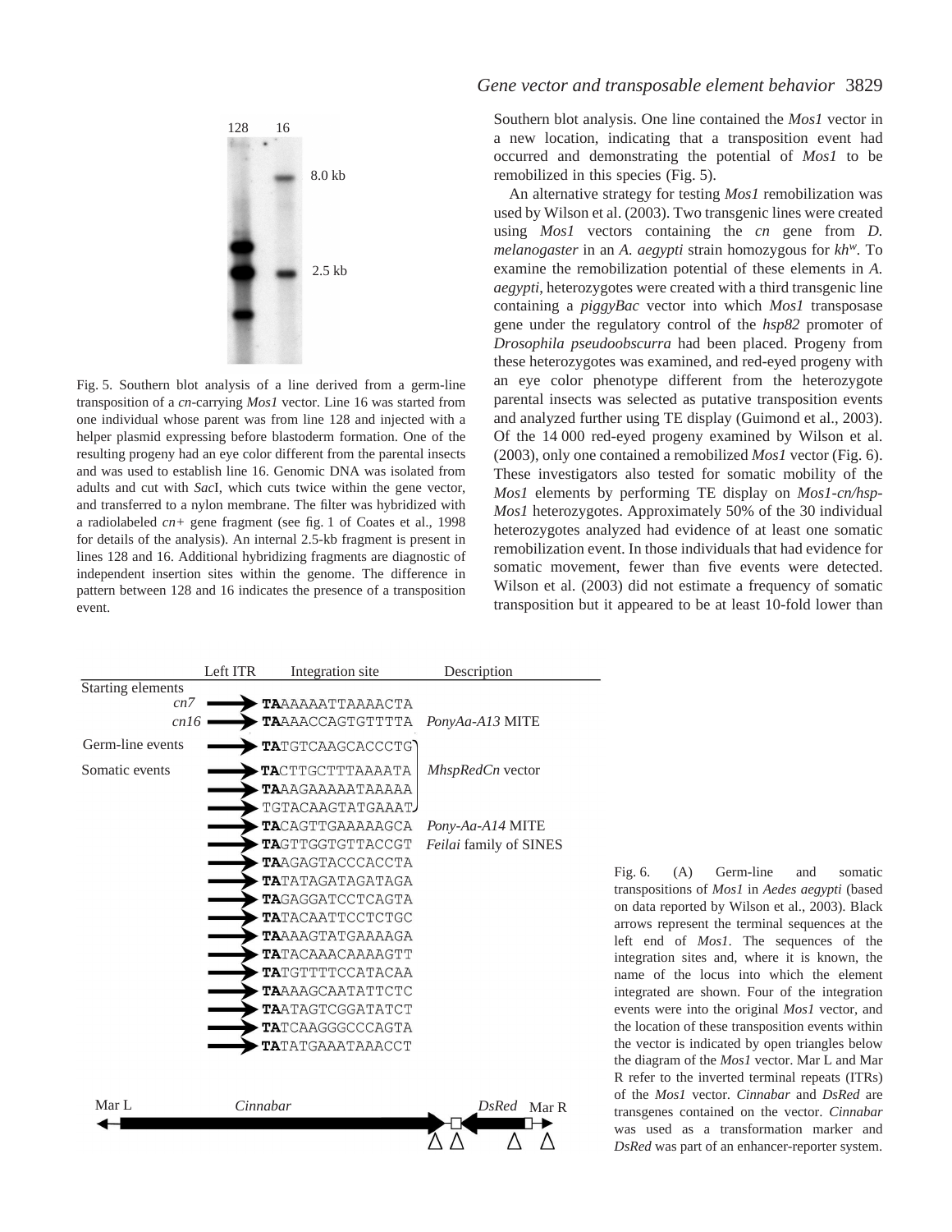Southern blot analysis. One line contained the *Mos1* vector in a new location, indicating that a transposition event had occurred and demonstrating the potential of *Mos1* to be remobilized in this species (Fig. 5).

An alternative strategy for testing *Mos1* remobilization was used by Wilson et al. (2003). Two transgenic lines were created using *Mos1* vectors containing the *cn* gene from *D. melanogaster* in an *A. aegypti* strain homozygous for $kh^w$. To examine the remobilization potential of these elements in *A. aegypti*, heterozygotes were created with a third transgenic line containing a *piggyBac* vector into which *Mos1* transposase gene under the regulatory control of the *hsp82* promoter of *Drosophila pseudoobscurra* had been placed. Progeny from these heterozygotes was examined, and red-eyed progeny with an eye color phenotype different from the heterozygote parental insects was selected as putative transposition events and analyzed further using TE display (Guimond et al., 2003). Of the 14 000 red-eyed progeny examined by Wilson et al. (2003), only one contained a remobilized *Mos1* vector (Fig. 6). These investigators also tested for somatic mobility of the *Mos1* elements by performing TE display on *Mos1-cn/hsp-Mos1* heterozygotes. Approximately 50% of the 30 individual heterozygotes analyzed had evidence of at least one somatic remobilization event. In those individuals that had evidence for somatic movement, fewer than five events were detected. Wilson et al. (2003) did not estimate a frequency of somatic transposition but it appeared to be at least 10-fold lower than

Fig. 5. Southern blot analysis of a line derived from a germ-line transposition of a *cn*-carrying *Mos1* vector. Line 16 was started from one individual whose parent was from line 128 and injected with a helper plasmid expressing before blastoderm formation. One of the resulting progeny had an eye color different from the parental insects and was used to establish line 16. Genomic DNA was isolated from adults and cut with *Sac*I, which cuts twice within the gene vector, and transferred to a nylon membrane. The filter was hybridized with a radiolabeled *cn*+ gene fragment (see fig. 1 of Coates et al., 1998 for details of the analysis). An internal 2.5-kb fragment is present in lines 128 and 16. Additional hybridizing fragments are diagnostic of independent insertion sites within the genome. The difference in pattern between 128 and 16 indicates the presence of a transposition event.

| | Left ITR | Integration site | Description |
|---|---|---|---|
| Starting elements | | | |
| *cn7* | → | **TA**AAAAATTAAAACTA | |
| *cn16* | → | **TA**AAACCAGTGTTTTA | *PonyAa-A13* MITE |
| Germ-line events | → | **TA**TGTCAAGCACCCTG | *MhspRedCn* vector |
| Somatic events | → | **TA**CTTGCTTTAAAATA | *MhspRedCn* vector |
| | → | **TA**AAGAAAAATAAAAA | *MhspRedCn* vector |
| | → | TGTACAAGTATGAAAT | *MhspRedCn* vector |
| | → | **TA**CAGTTGAAAAAGCA | *Pony-Aa-A14* MITE |
| | → | **TA**GTTGGTGTTACCGT | *Feilai* family of SINES |
| | → | **TA**AGAGTACCCACCTA | |
| | → | **TA**TATAGATAGATAGA | |
| | → | **TA**GAGGATCCTCAGTA | |
| | → | **TA**TACAATTCCTCTGC | |
| | → | **TA**AAAGTATGAAAAGA | |
| | → | **TA**TACAAACAAAAGTT | |
| | → | **TA**TGTTTTCCATACAA | |
| | → | **TA**AAAGCAATATTCTC | |
| | → | **TA**ATAGTCGGATATCT | |
| | → | **TA**TCAAGGGCCCAGTA | |
| | → | **TA**TATGAAATAAACCT | |

Mar L — *Cinnabar* — *DsRed* — Mar R

Fig. 6. (A) Germ-line and somatic transpositions of *Mos1* in *Aedes aegypti* (based on data reported by Wilson et al., 2003). Black arrows represent the terminal sequences at the left end of *Mos1*. The sequences of the integration sites and, where it is known, the name of the locus into which the element integrated are shown. Four of the integration events were into the original *Mos1* vector, and the location of these transposition events within the vector is indicated by open triangles below the diagram of the *Mos1* vector. Mar L and Mar R refer to the inverted terminal repeats (ITRs) of the *Mos1* vector. *Cinnabar* and *DsRed* are transgenes contained on the vector. *Cinnabar* was used as a transformation marker and *DsRed* was part of an enhancer-reporter system.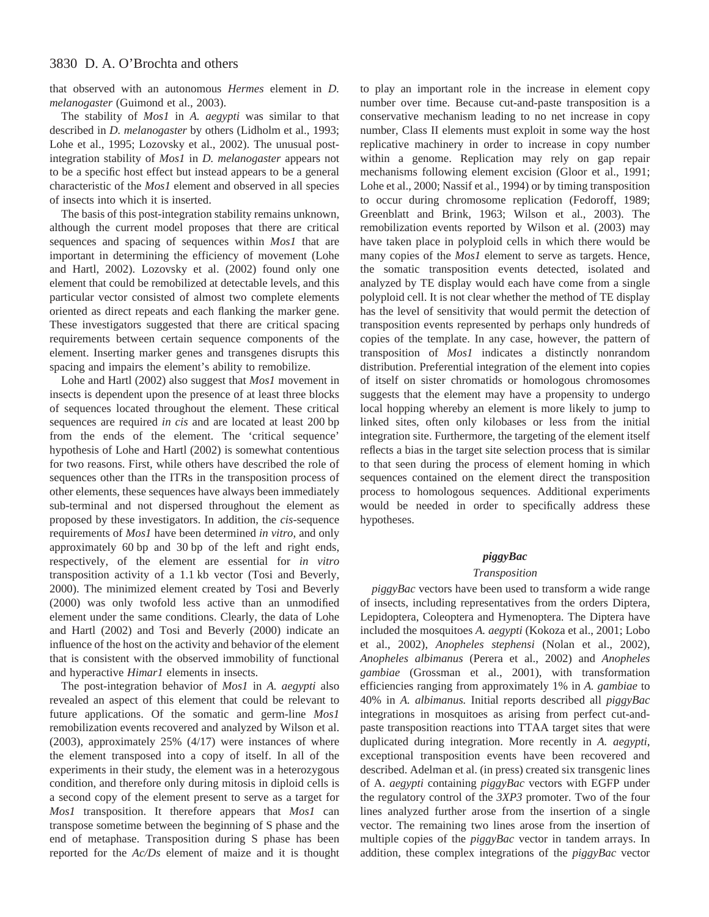that observed with an autonomous *Hermes* element in *D. melanogaster* (Guimond et al., 2003).

The stability of *Mos1* in *A. aegypti* was similar to that described in *D. melanogaster* by others (Lidholm et al., 1993; Lohe et al., 1995; Lozovsky et al., 2002). The unusual post-integration stability of *Mos1* in *D. melanogaster* appears not to be a specific host effect but instead appears to be a general characteristic of the *Mos1* element and observed in all species of insects into which it is inserted.

The basis of this post-integration stability remains unknown, although the current model proposes that there are critical sequences and spacing of sequences within *Mos1* that are important in determining the efficiency of movement (Lohe and Hartl, 2002). Lozovsky et al. (2002) found only one element that could be remobilized at detectable levels, and this particular vector consisted of almost two complete elements oriented as direct repeats and each flanking the marker gene. These investigators suggested that there are critical spacing requirements between certain sequence components of the element. Inserting marker genes and transgenes disrupts this spacing and impairs the element's ability to remobilize.

Lohe and Hartl (2002) also suggest that *Mos1* movement in insects is dependent upon the presence of at least three blocks of sequences located throughout the element. These critical sequences are required *in cis* and are located at least 200 bp from the ends of the element. The 'critical sequence' hypothesis of Lohe and Hartl (2002) is somewhat contentious for two reasons. First, while others have described the role of sequences other than the ITRs in the transposition process of other elements, these sequences have always been immediately sub-terminal and not dispersed throughout the element as proposed by these investigators. In addition, the *cis*-sequence requirements of *Mos1* have been determined *in vitro*, and only approximately 60 bp and 30 bp of the left and right ends, respectively, of the element are essential for *in vitro* transposition activity of a 1.1 kb vector (Tosi and Beverly, 2000). The minimized element created by Tosi and Beverly (2000) was only twofold less active than an unmodified element under the same conditions. Clearly, the data of Lohe and Hartl (2002) and Tosi and Beverly (2000) indicate an influence of the host on the activity and behavior of the element that is consistent with the observed immobility of functional and hyperactive *Himar1* elements in insects.

The post-integration behavior of *Mos1* in *A. aegypti* also revealed an aspect of this element that could be relevant to future applications. Of the somatic and germ-line *Mos1* remobilization events recovered and analyzed by Wilson et al. (2003), approximately 25% (4/17) were instances of where the element transposed into a copy of itself. In all of the experiments in their study, the element was in a heterozygous condition, and therefore only during mitosis in diploid cells is a second copy of the element present to serve as a target for *Mos1* transposition. It therefore appears that *Mos1* can transpose sometime between the beginning of S phase and the end of metaphase. Transposition during S phase has been reported for the *Ac/Ds* element of maize and it is thought to play an important role in the increase in element copy number over time. Because cut-and-paste transposition is a conservative mechanism leading to no net increase in copy number, Class II elements must exploit in some way the host replicative machinery in order to increase in copy number within a genome. Replication may rely on gap repair mechanisms following element excision (Gloor et al., 1991; Lohe et al., 2000; Nassif et al., 1994) or by timing transposition to occur during chromosome replication (Fedoroff, 1989; Greenblatt and Brink, 1963; Wilson et al., 2003). The remobilization events reported by Wilson et al. (2003) may have taken place in polyploid cells in which there would be many copies of the *Mos1* element to serve as targets. Hence, the somatic transposition events detected, isolated and analyzed by TE display would each have come from a single polyploid cell. It is not clear whether the method of TE display has the level of sensitivity that would permit the detection of transposition events represented by perhaps only hundreds of copies of the template. In any case, however, the pattern of transposition of *Mos1* indicates a distinctly nonrandom distribution. Preferential integration of the element into copies of itself on sister chromatids or homologous chromosomes suggests that the element may have a propensity to undergo local hopping whereby an element is more likely to jump to linked sites, often only kilobases or less from the initial integration site. Furthermore, the targeting of the element itself reflects a bias in the target site selection process that is similar to that seen during the process of element homing in which sequences contained on the element direct the transposition process to homologous sequences. Additional experiments would be needed in order to specifically address these hypotheses.

### *piggyBac*

#### *Transposition*

*piggyBac* vectors have been used to transform a wide range of insects, including representatives from the orders Diptera, Lepidoptera, Coleoptera and Hymenoptera. The Diptera have included the mosquitoes *A. aegypti* (Kokoza et al., 2001; Lobo et al., 2002), *Anopheles stephensi* (Nolan et al., 2002), *Anopheles albimanus* (Perera et al., 2002) and *Anopheles gambiae* (Grossman et al., 2001), with transformation efficiencies ranging from approximately 1% in *A. gambiae* to 40% in *A. albimanus.* Initial reports described all *piggyBac* integrations in mosquitoes as arising from perfect cut-and-paste transposition reactions into TTAA target sites that were duplicated during integration. More recently in *A. aegypti*, exceptional transposition events have been recovered and described. Adelman et al. (in press) created six transgenic lines of A. *aegypti* containing *piggyBac* vectors with EGFP under the regulatory control of the *3XP3* promoter. Two of the four lines analyzed further arose from the insertion of a single vector. The remaining two lines arose from the insertion of multiple copies of the *piggyBac* vector in tandem arrays. In addition, these complex integrations of the *piggyBac* vector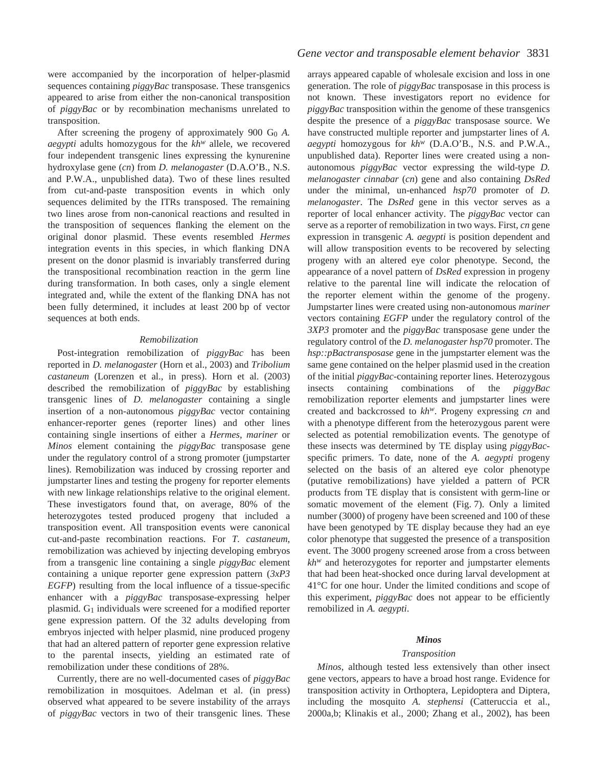were accompanied by the incorporation of helper-plasmid sequences containing *piggyBac* transposase. These transgenics appeared to arise from either the non-canonical transposition of *piggyBac* or by recombination mechanisms unrelated to transposition.

After screening the progeny of approximately 900 $G_0$ *A. aegypti* adults homozygous for the $kh^w$ allele, we recovered four independent transgenic lines expressing the kynurenine hydroxylase gene (*cn*) from *D. melanogaster* (D.A.O'B., N.S. and P.W.A., unpublished data). Two of these lines resulted from cut-and-paste transposition events in which only sequences delimited by the ITRs transposed. The remaining two lines arose from non-canonical reactions and resulted in the transposition of sequences flanking the element on the original donor plasmid. These events resembled *Hermes* integration events in this species, in which flanking DNA present on the donor plasmid is invariably transferred during the transpositional recombination reaction in the germ line during transformation. In both cases, only a single element integrated and, while the extent of the flanking DNA has not been fully determined, it includes at least 200 bp of vector sequences at both ends.

#### *Remobilization*

Post-integration remobilization of *piggyBac* has been reported in *D. melanogaster* (Horn et al., 2003) and *Tribolium castaneum* (Lorenzen et al., in press). Horn et al. (2003) described the remobilization of *piggyBac* by establishing transgenic lines of *D. melanogaster* containing a single insertion of a non-autonomous *piggyBac* vector containing enhancer-reporter genes (reporter lines) and other lines containing single insertions of either a *Hermes*, *mariner* or *Minos* element containing the *piggyBac* transposase gene under the regulatory control of a strong promoter (jumpstarter lines). Remobilization was induced by crossing reporter and jumpstarter lines and testing the progeny for reporter elements with new linkage relationships relative to the original element. These investigators found that, on average, 80% of the heterozygotes tested produced progeny that included a transposition event. All transposition events were canonical cut-and-paste recombination reactions. For *T. castaneum*, remobilization was achieved by injecting developing embryos from a transgenic line containing a single *piggyBac* element containing a unique reporter gene expression pattern (*3xP3 EGFP*) resulting from the local influence of a tissue-specific enhancer with a *piggyBac* transposase-expressing helper plasmid. $G_1$ individuals were screened for a modified reporter gene expression pattern. Of the 32 adults developing from embryos injected with helper plasmid, nine produced progeny that had an altered pattern of reporter gene expression relative to the parental insects, yielding an estimated rate of remobilization under these conditions of 28%.

Currently, there are no well-documented cases of *piggyBac* remobilization in mosquitoes. Adelman et al. (in press) observed what appeared to be severe instability of the arrays of *piggyBac* vectors in two of their transgenic lines. These arrays appeared capable of wholesale excision and loss in one generation. The role of *piggyBac* transposase in this process is not known. These investigators report no evidence for *piggyBac* transposition within the genome of these transgenics despite the presence of a *piggyBac* transposase source. We have constructed multiple reporter and jumpstarter lines of *A. aegypti* homozygous for $kh^w$ (D.A.O'B., N.S. and P.W.A., unpublished data). Reporter lines were created using a non-autonomous *piggyBac* vector expressing the wild-type *D. melanogaster cinnabar* (*cn*) gene and also containing *DsRed* under the minimal, un-enhanced *hsp70* promoter of *D. melanogaster*. The *DsRed* gene in this vector serves as a reporter of local enhancer activity. The *piggyBac* vector can serve as a reporter of remobilization in two ways. First, *cn* gene expression in transgenic *A. aegypti* is position dependent and will allow transposition events to be recovered by selecting progeny with an altered eye color phenotype. Second, the appearance of a novel pattern of *DsRed* expression in progeny relative to the parental line will indicate the relocation of the reporter element within the genome of the progeny. Jumpstarter lines were created using non-autonomous *mariner* vectors containing *EGFP* under the regulatory control of the *3XP3* promoter and the *piggyBac* transposase gene under the regulatory control of the *D. melanogaster hsp70* promoter. The *hsp::pBactransposase* gene in the jumpstarter element was the same gene contained on the helper plasmid used in the creation of the initial *piggyBac*-containing reporter lines. Heterozygous insects containing combinations of the *piggyBac* remobilization reporter elements and jumpstarter lines were created and backcrossed to $kh^w$. Progeny expressing *cn* and with a phenotype different from the heterozygous parent were selected as potential remobilization events. The genotype of these insects was determined by TE display using *piggyBac*-specific primers. To date, none of the *A. aegypti* progeny selected on the basis of an altered eye color phenotype (putative remobilizations) have yielded a pattern of PCR products from TE display that is consistent with germ-line or somatic movement of the element (Fig. 7). Only a limited number (3000) of progeny have been screened and 100 of these have been genotyped by TE display because they had an eye color phenotype that suggested the presence of a transposition event. The 3000 progeny screened arose from a cross between $kh^w$ and heterozygotes for reporter and jumpstarter elements that had been heat-shocked once during larval development at 41°C for one hour. Under the limited conditions and scope of this experiment, *piggyBac* does not appear to be efficiently remobilized in *A. aegypti*.

### ***Minos***

#### *Transposition*

*Minos*, although tested less extensively than other insect gene vectors, appears to have a broad host range. Evidence for transposition activity in Orthoptera, Lepidoptera and Diptera, including the mosquito *A. stephensi* (Catteruccia et al., 2000a,b; Klinakis et al., 2000; Zhang et al., 2002), has been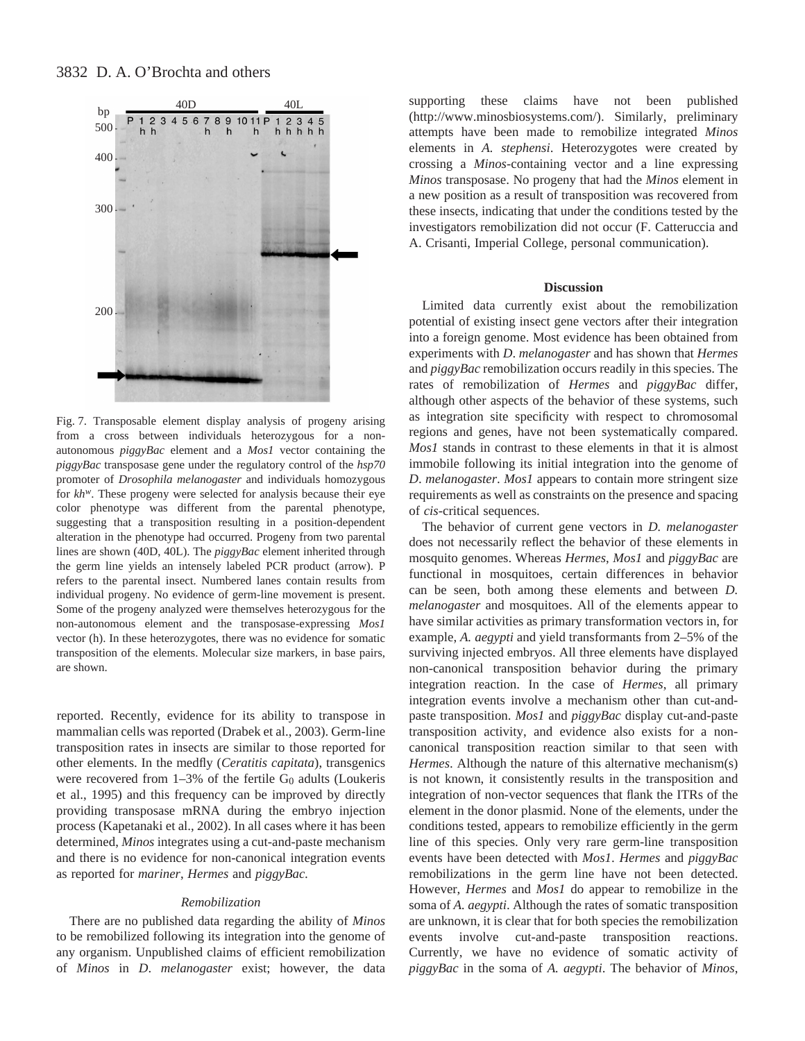Fig. 7. Transposable element display analysis of progeny arising from a cross between individuals heterozygous for a non-autonomous *piggyBac* element and a *Mos1* vector containing the *piggyBac* transposase gene under the regulatory control of the *hsp70* promoter of *Drosophila melanogaster* and individuals homozygous for $kh^w$. These progeny were selected for analysis because their eye color phenotype was different from the parental phenotype, suggesting that a transposition resulting in a position-dependent alteration in the phenotype had occurred. Progeny from two parental lines are shown (40D, 40L). The *piggyBac* element inherited through the germ line yields an intensely labeled PCR product (arrow). P refers to the parental insect. Numbered lanes contain results from individual progeny. No evidence of germ-line movement is present. Some of the progeny analyzed were themselves heterozygous for the non-autonomous element and the transposase-expressing *Mos1* vector (h). In these heterozygotes, there was no evidence for somatic transposition of the elements. Molecular size markers, in base pairs, are shown.

reported. Recently, evidence for its ability to transpose in mammalian cells was reported (Drabek et al., 2003). Germ-line transposition rates in insects are similar to those reported for other elements. In the medfly (*Ceratitis capitata*), transgenics were recovered from 1–3% of the fertile $G_0$ adults (Loukeris et al., 1995) and this frequency can be improved by directly providing transposase mRNA during the embryo injection process (Kapetanaki et al., 2002). In all cases where it has been determined, *Minos* integrates using a cut-and-paste mechanism and there is no evidence for non-canonical integration events as reported for *mariner*, *Hermes* and *piggyBac*.

### *Remobilization*

There are no published data regarding the ability of *Minos* to be remobilized following its integration into the genome of any organism. Unpublished claims of efficient remobilization of *Minos* in *D. melanogaster* exist; however, the data supporting these claims have not been published (http://www.minosbiosystems.com/). Similarly, preliminary attempts have been made to remobilize integrated *Minos* elements in *A. stephensi*. Heterozygotes were created by crossing a *Minos*-containing vector and a line expressing *Minos* transposase. No progeny that had the *Minos* element in a new position as a result of transposition was recovered from these insects, indicating that under the conditions tested by the investigators remobilization did not occur (F. Catteruccia and A. Crisanti, Imperial College, personal communication).

## Discussion

Limited data currently exist about the remobilization potential of existing insect gene vectors after their integration into a foreign genome. Most evidence has been obtained from experiments with *D. melanogaster* and has shown that *Hermes* and *piggyBac* remobilization occurs readily in this species. The rates of remobilization of *Hermes* and *piggyBac* differ, although other aspects of the behavior of these systems, such as integration site specificity with respect to chromosomal regions and genes, have not been systematically compared. *Mos1* stands in contrast to these elements in that it is almost immobile following its initial integration into the genome of *D. melanogaster*. *Mos1* appears to contain more stringent size requirements as well as constraints on the presence and spacing of *cis*-critical sequences.

The behavior of current gene vectors in *D. melanogaster* does not necessarily reflect the behavior of these elements in mosquito genomes. Whereas *Hermes*, *Mos1* and *piggyBac* are functional in mosquitoes, certain differences in behavior can be seen, both among these elements and between *D. melanogaster* and mosquitoes. All of the elements appear to have similar activities as primary transformation vectors in, for example, *A. aegypti* and yield transformants from 2–5% of the surviving injected embryos. All three elements have displayed non-canonical transposition behavior during the primary integration reaction. In the case of *Hermes*, all primary integration events involve a mechanism other than cut-and-paste transposition. *Mos1* and *piggyBac* display cut-and-paste transposition activity, and evidence also exists for a non-canonical transposition reaction similar to that seen with *Hermes*. Although the nature of this alternative mechanism(s) is not known, it consistently results in the transposition and integration of non-vector sequences that flank the ITRs of the element in the donor plasmid. None of the elements, under the conditions tested, appears to remobilize efficiently in the germ line of this species. Only very rare germ-line transposition events have been detected with *Mos1*. *Hermes* and *piggyBac* remobilizations in the germ line have not been detected. However, *Hermes* and *Mos1* do appear to remobilize in the soma of *A. aegypti*. Although the rates of somatic transposition are unknown, it is clear that for both species the remobilization events involve cut-and-paste transposition reactions. Currently, we have no evidence of somatic activity of *piggyBac* in the soma of *A. aegypti*. The behavior of *Minos*,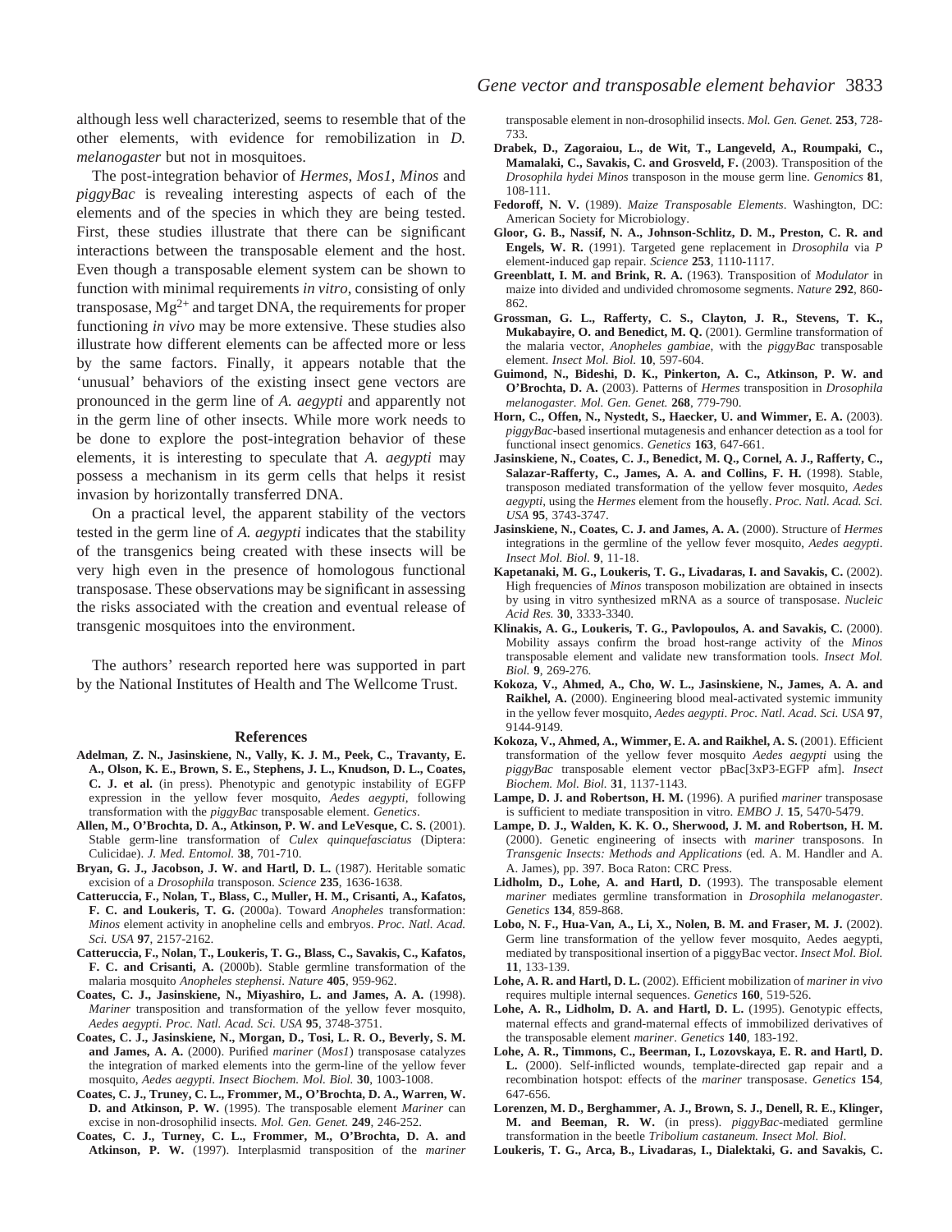although less well characterized, seems to resemble that of the other elements, with evidence for remobilization in *D. melanogaster* but not in mosquitoes.

The post-integration behavior of *Hermes*, *Mos1*, *Minos* and *piggyBac* is revealing interesting aspects of each of the elements and of the species in which they are being tested. First, these studies illustrate that there can be significant interactions between the transposable element and the host. Even though a transposable element system can be shown to function with minimal requirements *in vitro*, consisting of only transposase, $Mg^{2+}$ and target DNA, the requirements for proper functioning *in vivo* may be more extensive. These studies also illustrate how different elements can be affected more or less by the same factors. Finally, it appears notable that the 'unusual' behaviors of the existing insect gene vectors are pronounced in the germ line of *A. aegypti* and apparently not in the germ line of other insects. While more work needs to be done to explore the post-integration behavior of these elements, it is interesting to speculate that *A. aegypti* may possess a mechanism in its germ cells that helps it resist invasion by horizontally transferred DNA.

On a practical level, the apparent stability of the vectors tested in the germ line of *A. aegypti* indicates that the stability of the transgenics being created with these insects will be very high even in the presence of homologous functional transposase. These observations may be significant in assessing the risks associated with the creation and eventual release of transgenic mosquitoes into the environment.

The authors' research reported here was supported in part by the National Institutes of Health and The Wellcome Trust.

## References

**Adelman, Z. N., Jasinskiene, N., Vally, K. J. M., Peek, C., Travanty, E. A., Olson, K. E., Brown, S. E., Stephens, J. L., Knudson, D. L., Coates, C. J. et al.** (in press). Phenotypic and genotypic instability of EGFP expression in the yellow fever mosquito, *Aedes aegypti*, following transformation with the *piggyBac* transposable element. *Genetics*.

**Allen, M., O'Brochta, D. A., Atkinson, P. W. and LeVesque, C. S.** (2001). Stable germ-line transformation of *Culex quinquefasciatus* (Diptera: Culicidae). *J. Med. Entomol.* **38**, 701-710.

**Bryan, G. J., Jacobson, J. W. and Hartl, D. L.** (1987). Heritable somatic excision of a *Drosophila* transposon. *Science* **235**, 1636-1638.

**Catteruccia, F., Nolan, T., Blass, C., Muller, H. M., Crisanti, A., Kafatos, F. C. and Loukeris, T. G.** (2000a). Toward *Anopheles* transformation: *Minos* element activity in anopheline cells and embryos. *Proc. Natl. Acad. Sci. USA* **97**, 2157-2162.

**Catteruccia, F., Nolan, T., Loukeris, T. G., Blass, C., Savakis, C., Kafatos, F. C. and Crisanti, A.** (2000b). Stable germline transformation of the malaria mosquito *Anopheles stephensi*. *Nature* **405**, 959-962.

**Coates, C. J., Jasinskiene, N., Miyashiro, L. and James, A. A.** (1998). *Mariner* transposition and transformation of the yellow fever mosquito, *Aedes aegypti*. *Proc. Natl. Acad. Sci. USA* **95**, 3748-3751.

**Coates, C. J., Jasinskiene, N., Morgan, D., Tosi, L. R. O., Beverly, S. M. and James, A. A.** (2000). Purified *mariner* (*Mos1*) transposase catalyzes the integration of marked elements into the germ-line of the yellow fever mosquito, *Aedes aegypti*. *Insect Biochem. Mol. Biol.* **30**, 1003-1008.

**Coates, C. J., Truney, C. L., Frommer, M., O'Brochta, D. A., Warren, W. D. and Atkinson, P. W.** (1995). The transposable element *Mariner* can excise in non-drosophilid insects. *Mol. Gen. Genet.* **249**, 246-252.

**Coates, C. J., Turney, C. L., Frommer, M., O'Brochta, D. A. and Atkinson, P. W.** (1997). Interplasmid transposition of the *mariner* transposable element in non-drosophilid insects. *Mol. Gen. Genet.* **253**, 728-733.

**Drabek, D., Zagoraiou, L., de Wit, T., Langeveld, A., Roumpaki, C., Mamalaki, C., Savakis, C. and Grosveld, F.** (2003). Transposition of the *Drosophila hydei Minos* transposon in the mouse germ line. *Genomics* **81**, 108-111.

**Fedoroff, N. V.** (1989). *Maize Transposable Elements*. Washington, DC: American Society for Microbiology.

**Gloor, G. B., Nassif, N. A., Johnson-Schlitz, D. M., Preston, C. R. and Engels, W. R.** (1991). Targeted gene replacement in *Drosophila* via *P* element-induced gap repair. *Science* **253**, 1110-1117.

**Greenblatt, I. M. and Brink, R. A.** (1963). Transposition of *Modulator* in maize into divided and undivided chromosome segments. *Nature* **292**, 860-862.

**Grossman, G. L., Rafferty, C. S., Clayton, J. R., Stevens, T. K., Mukabayire, O. and Benedict, M. Q.** (2001). Germline transformation of the malaria vector, *Anopheles gambiae*, with the *piggyBac* transposable element. *Insect Mol. Biol.* **10**, 597-604.

**Guimond, N., Bideshi, D. K., Pinkerton, A. C., Atkinson, P. W. and O'Brochta, D. A.** (2003). Patterns of *Hermes* transposition in *Drosophila melanogaster. Mol. Gen. Genet.* **268**, 779-790.

**Horn, C., Offen, N., Nystedt, S., Haecker, U. and Wimmer, E. A.** (2003). *piggyBac*-based insertional mutagenesis and enhancer detection as a tool for functional insect genomics. *Genetics* **163**, 647-661.

**Jasinskiene, N., Coates, C. J., Benedict, M. Q., Cornel, A. J., Rafferty, C., Salazar-Rafferty, C., James, A. A. and Collins, F. H.** (1998). Stable, transposon mediated transformation of the yellow fever mosquito, *Aedes aegypti*, using the *Hermes* element from the housefly. *Proc. Natl. Acad. Sci. USA* **95**, 3743-3747.

**Jasinskiene, N., Coates, C. J. and James, A. A.** (2000). Structure of *Hermes* integrations in the germline of the yellow fever mosquito, *Aedes aegypti*. *Insect Mol. Biol.* **9**, 11-18.

**Kapetanaki, M. G., Loukeris, T. G., Livadaras, I. and Savakis, C.** (2002). High frequencies of *Minos* transposon mobilization are obtained in insects by using in vitro synthesized mRNA as a source of transposase. *Nucleic Acid Res.* **30**, 3333-3340.

**Klinakis, A. G., Loukeris, T. G., Pavlopoulos, A. and Savakis, C.** (2000). Mobility assays confirm the broad host-range activity of the *Minos* transposable element and validate new transformation tools. *Insect Mol. Biol.* **9**, 269-276.

**Kokoza, V., Ahmed, A., Cho, W. L., Jasinskiene, N., James, A. A. and Raikhel, A.** (2000). Engineering blood meal-activated systemic immunity in the yellow fever mosquito, *Aedes aegypti*. *Proc. Natl. Acad. Sci. USA* **97**, 9144-9149.

**Kokoza, V., Ahmed, A., Wimmer, E. A. and Raikhel, A. S.** (2001). Efficient transformation of the yellow fever mosquito *Aedes aegypti* using the *piggyBac* transposable element vector pBac[3xP3-EGFP afm]. *Insect Biochem. Mol. Biol.* **31**, 1137-1143.

**Lampe, D. J. and Robertson, H. M.** (1996). A purified *mariner* transposase is sufficient to mediate transposition in vitro. *EMBO J.* **15**, 5470-5479.

**Lampe, D. J., Walden, K. K. O., Sherwood, J. M. and Robertson, H. M.** (2000). Genetic engineering of insects with *mariner* transposons. In *Transgenic Insects: Methods and Applications* (ed. A. M. Handler and A. A. James), pp. 397. Boca Raton: CRC Press.

**Lidholm, D., Lohe, A. and Hartl, D.** (1993). The transposable element *mariner* mediates germline transformation in *Drosophila melanogaster*. *Genetics* **134**, 859-868.

**Lobo, N. F., Hua-Van, A., Li, X., Nolen, B. M. and Fraser, M. J.** (2002). Germ line transformation of the yellow fever mosquito, Aedes aegypti, mediated by transpositional insertion of a piggyBac vector. *Insect Mol. Biol.* **11**, 133-139.

**Lohe, A. R. and Hartl, D. L.** (2002). Efficient mobilization of *mariner in vivo* requires multiple internal sequences. *Genetics* **160**, 519-526.

**Lohe, A. R., Lidholm, D. A. and Hartl, D. L.** (1995). Genotypic effects, maternal effects and grand-maternal effects of immobilized derivatives of the transposable element *mariner*. *Genetics* **140**, 183-192.

**Lohe, A. R., Timmons, C., Beerman, I., Lozovskaya, E. R. and Hartl, D. L.** (2000). Self-inflicted wounds, template-directed gap repair and a recombination hotspot: effects of the *mariner* transposase. *Genetics* **154**, 647-656.

**Lorenzen, M. D., Berghammer, A. J., Brown, S. J., Denell, R. E., Klinger, M. and Beeman, R. W.** (in press). *piggyBac*-mediated germline transformation in the beetle *Tribolium castaneum. Insect Mol. Biol*.

**Loukeris, T. G., Arca, B., Livadaras, I., Dialektaki, G. and Savakis, C.**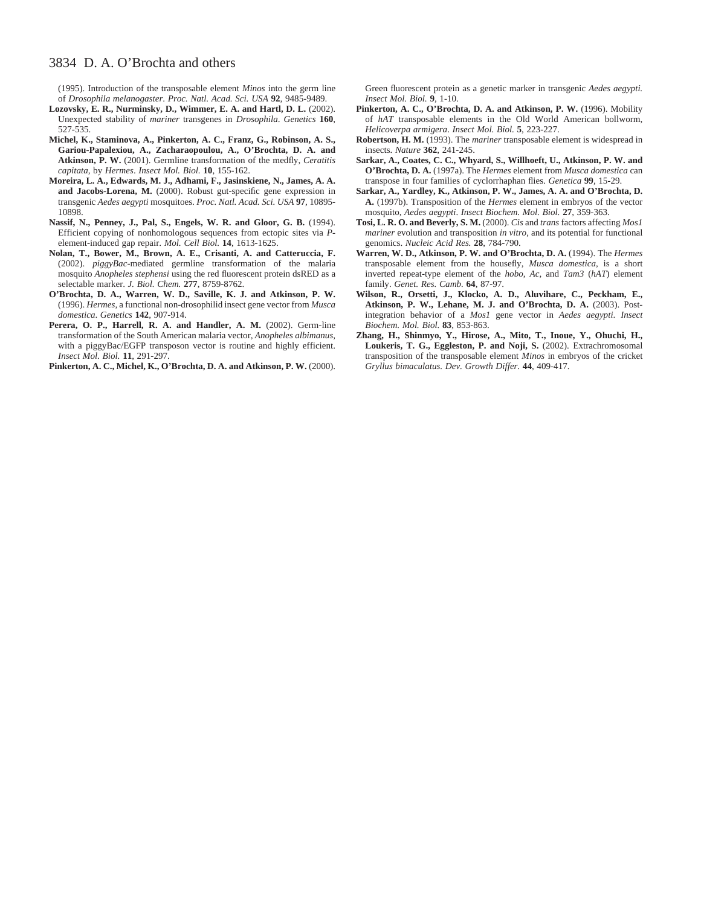(1995). Introduction of the transposable element *Minos* into the germ line of *Drosophila melanogaster*. *Proc. Natl. Acad. Sci. USA* **92**, 9485-9489.

**Lozovsky, E. R., Nurminsky, D., Wimmer, E. A. and Hartl, D. L.** (2002). Unexpected stability of *mariner* transgenes in *Drosophila*. *Genetics* **160**, 527-535.

**Michel, K., Staminova, A., Pinkerton, A. C., Franz, G., Robinson, A. S., Gariou-Papalexiou, A., Zacharaopoulou, A., O'Brochta, D. A. and Atkinson, P. W.** (2001). Germline transformation of the medfly, *Ceratitis capitata*, by *Hermes*. *Insect Mol. Biol.* **10**, 155-162.

**Moreira, L. A., Edwards, M. J., Adhami, F., Jasinskiene, N., James, A. A. and Jacobs-Lorena, M.** (2000). Robust gut-specific gene expression in transgenic *Aedes aegypti* mosquitoes. *Proc. Natl. Acad. Sci. USA* **97**, 10895-10898.

**Nassif, N., Penney, J., Pal, S., Engels, W. R. and Gloor, G. B.** (1994). Efficient copying of nonhomologous sequences from ectopic sites via *P*-element-induced gap repair. *Mol. Cell Biol.* **14**, 1613-1625.

**Nolan, T., Bower, M., Brown, A. E., Crisanti, A. and Catteruccia, F.** (2002). *piggyBac*-mediated germline transformation of the malaria mosquito *Anopheles stephensi* using the red fluorescent protein dsRED as a selectable marker. *J. Biol. Chem.* **277**, 8759-8762.

**O'Brochta, D. A., Warren, W. D., Saville, K. J. and Atkinson, P. W.** (1996). *Hermes*, a functional non-drosophilid insect gene vector from *Musca domestica*. *Genetics* **142**, 907-914.

**Perera, O. P., Harrell, R. A. and Handler, A. M.** (2002). Germ-line transformation of the South American malaria vector, *Anopheles albimanus*, with a piggyBac/EGFP transposon vector is routine and highly efficient. *Insect Mol. Biol.* **11**, 291-297.

**Pinkerton, A. C., Michel, K., O'Brochta, D. A. and Atkinson, P. W.** (2000). Green fluorescent protein as a genetic marker in transgenic *Aedes aegypti*. *Insect Mol. Biol.* **9**, 1-10.

**Pinkerton, A. C., O'Brochta, D. A. and Atkinson, P. W.** (1996). Mobility of *hAT* transposable elements in the Old World American bollworm, *Helicoverpa armigera*. *Insect Mol. Biol.* **5**, 223-227.

**Robertson, H. M.** (1993). The *mariner* transposable element is widespread in insects. *Nature* **362**, 241-245.

**Sarkar, A., Coates, C. C., Whyard, S., Willhoeft, U., Atkinson, P. W. and O'Brochta, D. A.** (1997a). The *Hermes* element from *Musca domestica* can transpose in four families of cyclorrhaphan flies. *Genetica* **99**, 15-29.

**Sarkar, A., Yardley, K., Atkinson, P. W., James, A. A. and O'Brochta, D. A.** (1997b). Transposition of the *Hermes* element in embryos of the vector mosquito, *Aedes aegypti*. *Insect Biochem. Mol. Biol.* **27**, 359-363.

**Tosi, L. R. O. and Beverly, S. M.** (2000). *Cis* and *trans* factors affecting *Mos1 mariner* evolution and transposition *in vitro*, and its potential for functional genomics. *Nucleic Acid Res.* **28**, 784-790.

**Warren, W. D., Atkinson, P. W. and O'Brochta, D. A.** (1994). The *Hermes* transposable element from the housefly, *Musca domestica*, is a short inverted repeat-type element of the *hobo*, *Ac*, and *Tam3* (*hAT*) element family. *Genet. Res. Camb.* **64**, 87-97.

**Wilson, R., Orsetti, J., Klocko, A. D., Aluvihare, C., Peckham, E., Atkinson, P. W., Lehane, M. J. and O'Brochta, D. A.** (2003). Post-integration behavior of a *Mos1* gene vector in *Aedes aegypti*. *Insect Biochem. Mol. Biol.* **83**, 853-863.

**Zhang, H., Shinmyo, Y., Hirose, A., Mito, T., Inoue, Y., Ohuchi, H., Loukeris, T. G., Eggleston, P. and Noji, S.** (2002). Extrachromosomal transposition of the transposable element *Minos* in embryos of the cricket *Gryllus bimaculatus*. *Dev. Growth Differ.* **44**, 409-417.